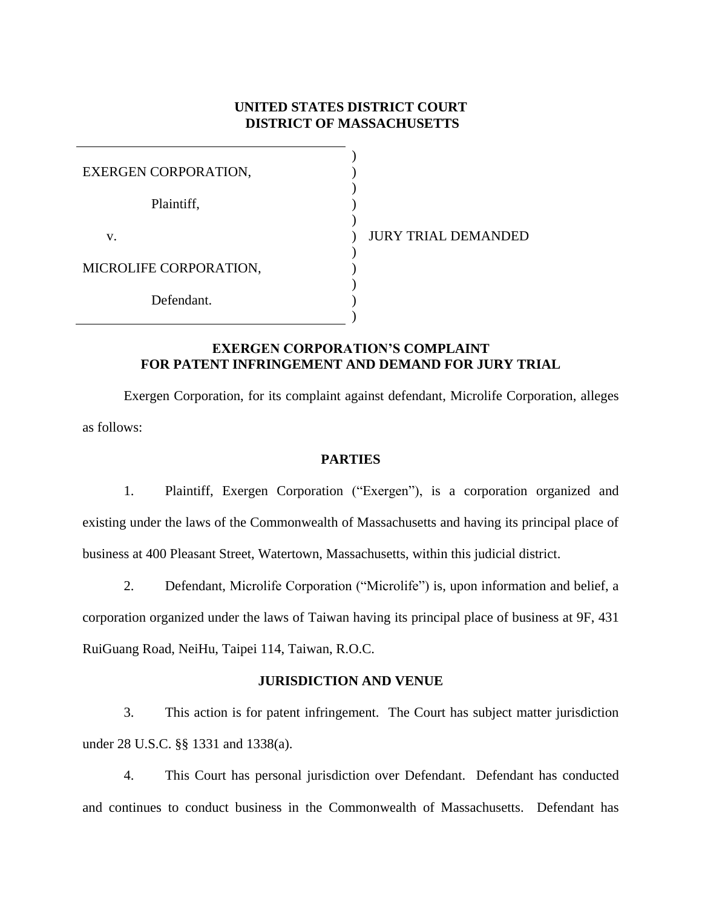**UNITED STATES DISTRICT COURT**
**DISTRICT OF MASSACHUSETTS**

| | | |
|---|---|---|
| EXERGEN CORPORATION, | ) | |
| Plaintiff, | ) | |
| v. | ) | JURY TRIAL DEMANDED |
| MICROLIFE CORPORATION, | ) | |
| Defendant. | ) | |

**EXERGEN CORPORATION'S COMPLAINT**
**FOR PATENT INFRINGEMENT AND DEMAND FOR JURY TRIAL**

Exergen Corporation, for its complaint against defendant, Microlife Corporation, alleges as follows:

**PARTIES**

1. Plaintiff, Exergen Corporation ("Exergen"), is a corporation organized and existing under the laws of the Commonwealth of Massachusetts and having its principal place of business at 400 Pleasant Street, Watertown, Massachusetts, within this judicial district.

2. Defendant, Microlife Corporation ("Microlife") is, upon information and belief, a corporation organized under the laws of Taiwan having its principal place of business at 9F, 431 RuiGuang Road, NeiHu, Taipei 114, Taiwan, R.O.C.

**JURISDICTION AND VENUE**

3. This action is for patent infringement. The Court has subject matter jurisdiction under 28 U.S.C. §§ 1331 and 1338(a).

4. This Court has personal jurisdiction over Defendant. Defendant has conducted and continues to conduct business in the Commonwealth of Massachusetts. Defendant has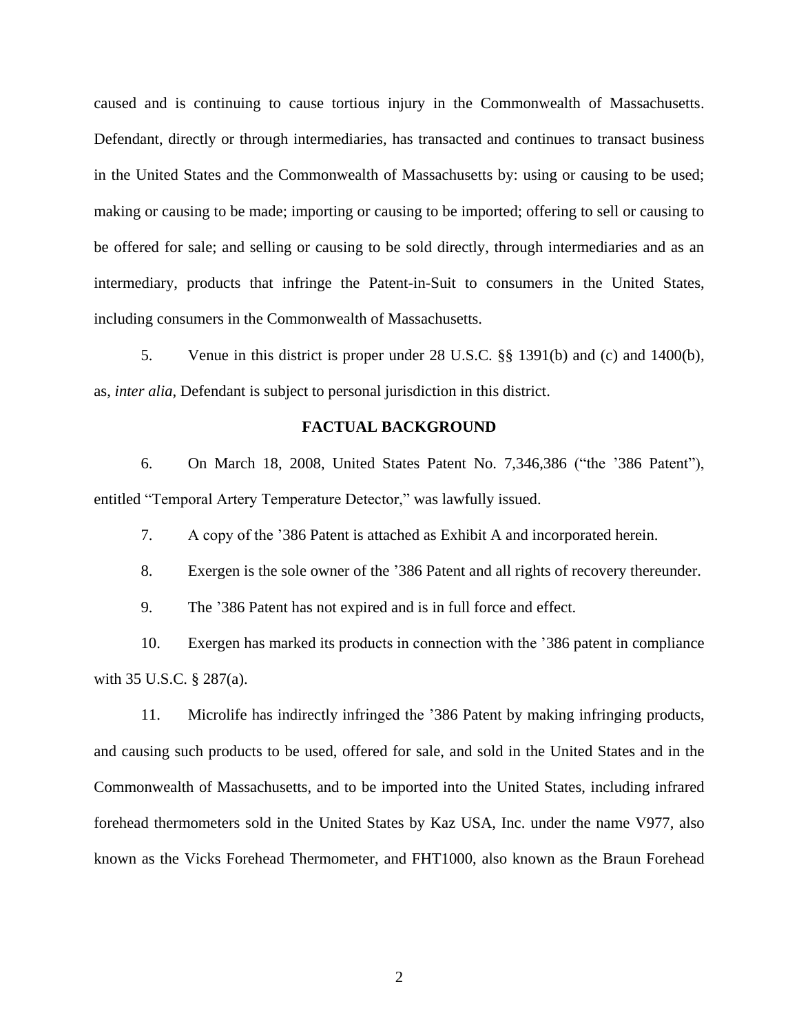caused and is continuing to cause tortious injury in the Commonwealth of Massachusetts. Defendant, directly or through intermediaries, has transacted and continues to transact business in the United States and the Commonwealth of Massachusetts by: using or causing to be used; making or causing to be made; importing or causing to be imported; offering to sell or causing to be offered for sale; and selling or causing to be sold directly, through intermediaries and as an intermediary, products that infringe the Patent-in-Suit to consumers in the United States, including consumers in the Commonwealth of Massachusetts.

5. Venue in this district is proper under 28 U.S.C. §§ 1391(b) and (c) and 1400(b), as, *inter alia*, Defendant is subject to personal jurisdiction in this district.

**FACTUAL BACKGROUND**

6. On March 18, 2008, United States Patent No. 7,346,386 ("the '386 Patent"), entitled "Temporal Artery Temperature Detector," was lawfully issued.

7. A copy of the '386 Patent is attached as Exhibit A and incorporated herein.

8. Exergen is the sole owner of the '386 Patent and all rights of recovery thereunder.

9. The '386 Patent has not expired and is in full force and effect.

10. Exergen has marked its products in connection with the '386 patent in compliance with 35 U.S.C. § 287(a).

11. Microlife has indirectly infringed the '386 Patent by making infringing products, and causing such products to be used, offered for sale, and sold in the United States and in the Commonwealth of Massachusetts, and to be imported into the United States, including infrared forehead thermometers sold in the United States by Kaz USA, Inc. under the name V977, also known as the Vicks Forehead Thermometer, and FHT1000, also known as the Braun Forehead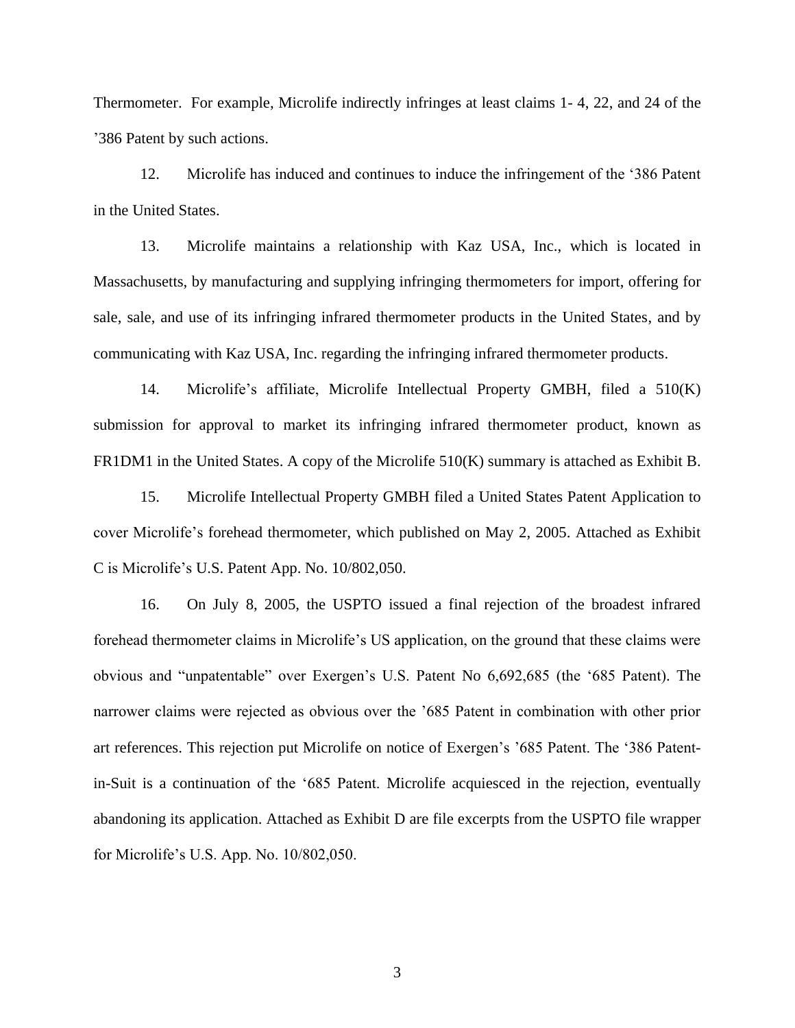Thermometer. For example, Microlife indirectly infringes at least claims 1- 4, 22, and 24 of the ’386 Patent by such actions.

12. Microlife has induced and continues to induce the infringement of the ‘386 Patent in the United States.

13. Microlife maintains a relationship with Kaz USA, Inc., which is located in Massachusetts, by manufacturing and supplying infringing thermometers for import, offering for sale, sale, and use of its infringing infrared thermometer products in the United States, and by communicating with Kaz USA, Inc. regarding the infringing infrared thermometer products.

14. Microlife’s affiliate, Microlife Intellectual Property GMBH, filed a 510(K) submission for approval to market its infringing infrared thermometer product, known as FR1DM1 in the United States. A copy of the Microlife 510(K) summary is attached as Exhibit B.

15. Microlife Intellectual Property GMBH filed a United States Patent Application to cover Microlife’s forehead thermometer, which published on May 2, 2005. Attached as Exhibit C is Microlife’s U.S. Patent App. No. 10/802,050.

16. On July 8, 2005, the USPTO issued a final rejection of the broadest infrared forehead thermometer claims in Microlife’s US application, on the ground that these claims were obvious and “unpatentable” over Exergen’s U.S. Patent No 6,692,685 (the ‘685 Patent). The narrower claims were rejected as obvious over the ’685 Patent in combination with other prior art references. This rejection put Microlife on notice of Exergen’s ’685 Patent. The ‘386 Patent-in-Suit is a continuation of the ‘685 Patent. Microlife acquiesced in the rejection, eventually abandoning its application. Attached as Exhibit D are file excerpts from the USPTO file wrapper for Microlife’s U.S. App. No. 10/802,050.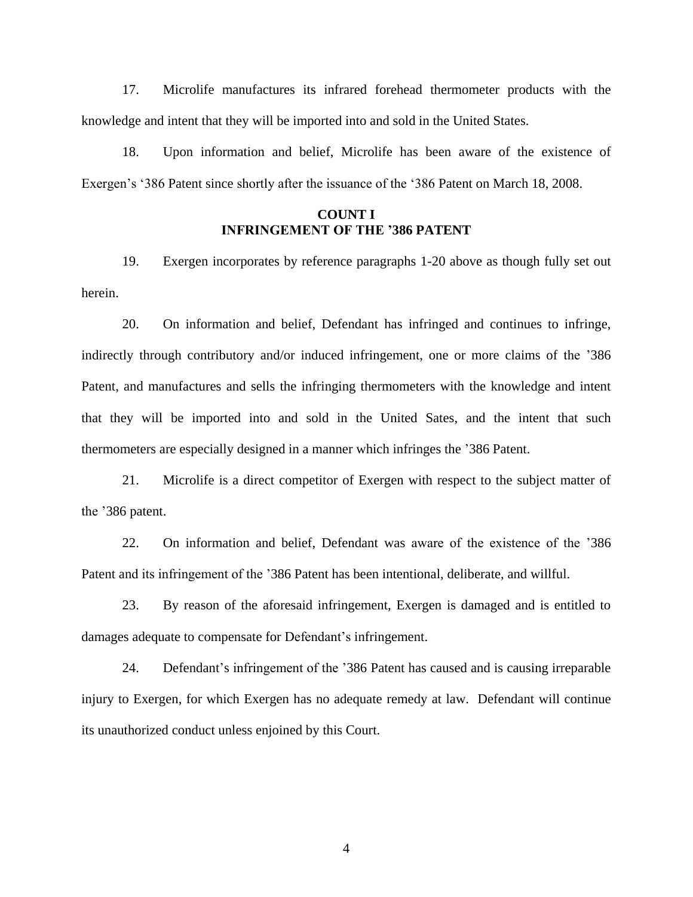17. Microlife manufactures its infrared forehead thermometer products with the knowledge and intent that they will be imported into and sold in the United States.

18. Upon information and belief, Microlife has been aware of the existence of Exergen's '386 Patent since shortly after the issuance of the '386 Patent on March 18, 2008.

**COUNT I**
**INFRINGEMENT OF THE '386 PATENT**

19. Exergen incorporates by reference paragraphs 1-20 above as though fully set out herein.

20. On information and belief, Defendant has infringed and continues to infringe, indirectly through contributory and/or induced infringement, one or more claims of the '386 Patent, and manufactures and sells the infringing thermometers with the knowledge and intent that they will be imported into and sold in the United Sates, and the intent that such thermometers are especially designed in a manner which infringes the '386 Patent.

21. Microlife is a direct competitor of Exergen with respect to the subject matter of the '386 patent.

22. On information and belief, Defendant was aware of the existence of the '386 Patent and its infringement of the '386 Patent has been intentional, deliberate, and willful.

23. By reason of the aforesaid infringement, Exergen is damaged and is entitled to damages adequate to compensate for Defendant's infringement.

24. Defendant's infringement of the '386 Patent has caused and is causing irreparable injury to Exergen, for which Exergen has no adequate remedy at law. Defendant will continue its unauthorized conduct unless enjoined by this Court.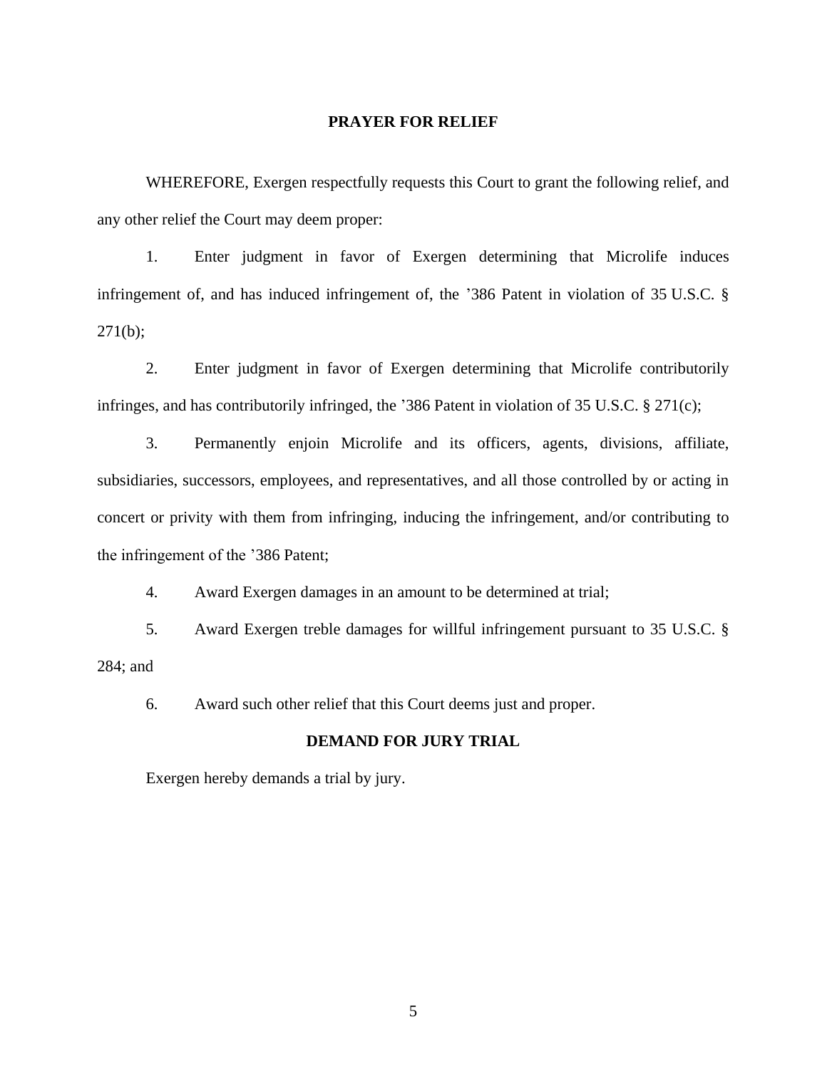**PRAYER FOR RELIEF**

WHEREFORE, Exergen respectfully requests this Court to grant the following relief, and any other relief the Court may deem proper:

1. Enter judgment in favor of Exergen determining that Microlife induces infringement of, and has induced infringement of, the ’386 Patent in violation of 35 U.S.C. § 271(b);

2. Enter judgment in favor of Exergen determining that Microlife contributorily infringes, and has contributorily infringed, the ’386 Patent in violation of 35 U.S.C. § 271(c);

3. Permanently enjoin Microlife and its officers, agents, divisions, affiliate, subsidiaries, successors, employees, and representatives, and all those controlled by or acting in concert or privity with them from infringing, inducing the infringement, and/or contributing to the infringement of the ’386 Patent;

4. Award Exergen damages in an amount to be determined at trial;

5. Award Exergen treble damages for willful infringement pursuant to 35 U.S.C. § 284; and

6. Award such other relief that this Court deems just and proper.

**DEMAND FOR JURY TRIAL**

Exergen hereby demands a trial by jury.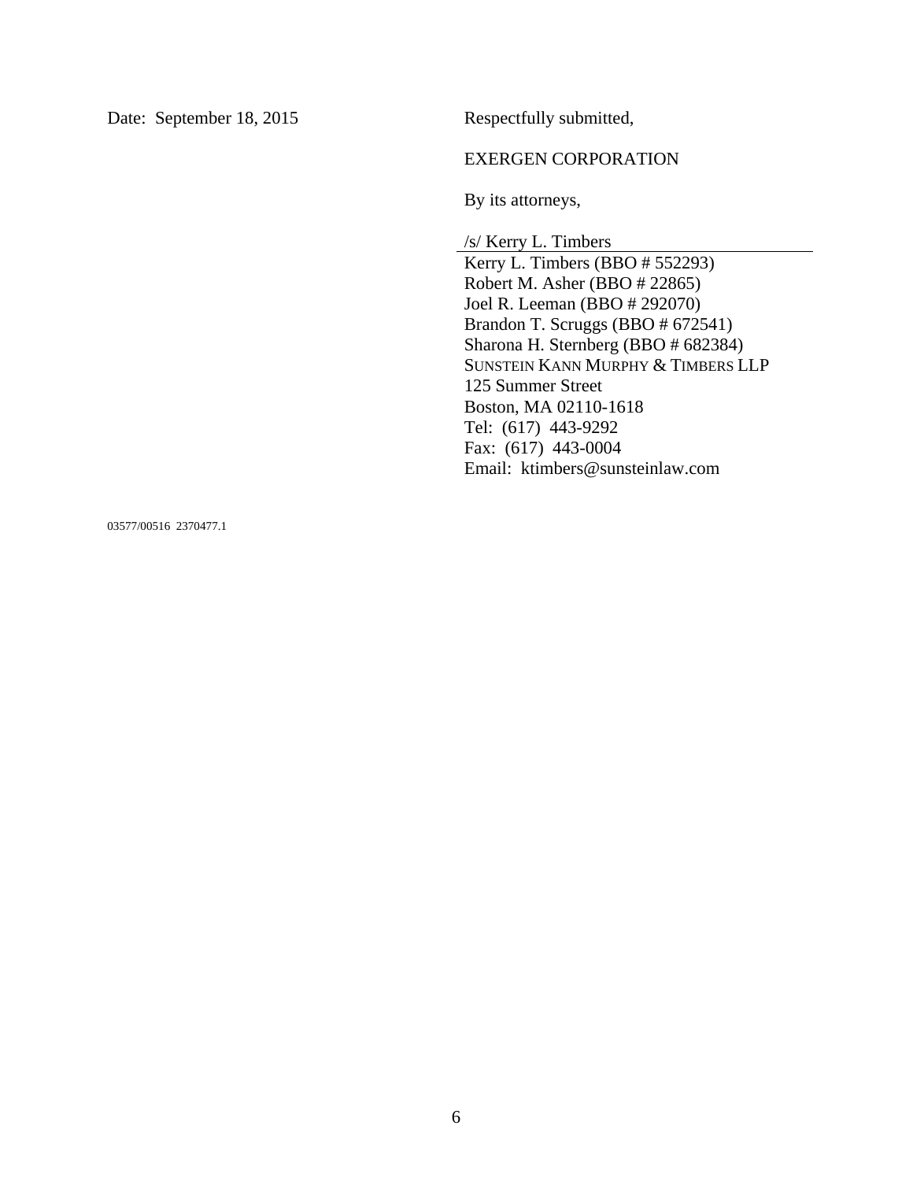Date: September 18, 2015

Respectfully submitted,

EXERGEN CORPORATION

By its attorneys,

/s/ Kerry L. Timbers

Kerry L. Timbers (BBO # 552293)
Robert M. Asher (BBO # 22865)
Joel R. Leeman (BBO # 292070)
Brandon T. Scruggs (BBO # 672541)
Sharona H. Sternberg (BBO # 682384)
SUNSTEIN KANN MURPHY & TIMBERS LLP
125 Summer Street
Boston, MA 02110-1618
Tel: (617) 443-9292
Fax: (617) 443-0004
Email: ktimbers@sunsteinlaw.com

03577/00516 2370477.1